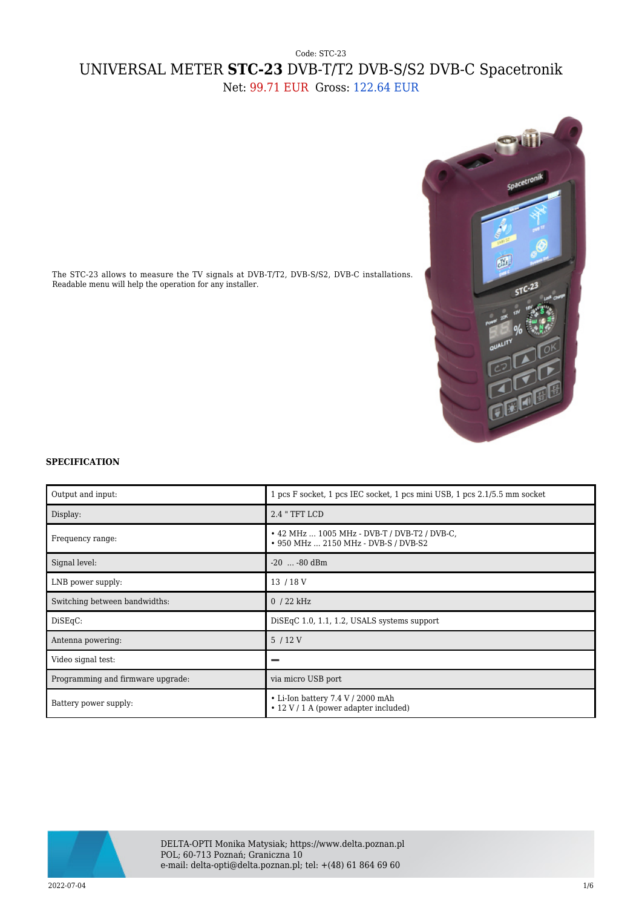Code: STC-23

# UNIVERSAL METER **STC-23** DVB-T/T2 DVB-S/S2 DVB-C Spacetronik

Net: 99.71 EUR Gross: 122.64 EUR

The STC-23 allows to measure the TV signals at DVB-T/T2, DVB-S/S2, DVB-C installations. Readable menu will help the operation for any installer.

### SPECIFICATION

| | |
|---|---|
| Output and input: | 1 pcs F socket, 1 pcs IEC socket, 1 pcs mini USB, 1 pcs 2.1/5.5 mm socket |
| Display: | 2.4 " TFT LCD |
| Frequency range: | • 42 MHz ... 1005 MHz - DVB-T / DVB-T2 / DVB-C,<br>• 950 MHz ... 2150 MHz - DVB-S / DVB-S2 |
| Signal level: | -20 ... -80 dBm |
| LNB power supply: | 13 / 18 V |
| Switching between bandwidths: | 0 / 22 kHz |
| DiSEqC: | DiSEqC 1.0, 1.1, 1.2, USALS systems support |
| Antenna powering: | 5 / 12 V |
| Video signal test: | – |
| Programming and firmware upgrade: | via micro USB port |
| Battery power supply: | • Li-Ion battery 7.4 V / 2000 mAh<br>• 12 V / 1 A (power adapter included) |

DELTA-OPTI Monika Matysiak; https://www.delta.poznan.pl
POL; 60-713 Poznań; Graniczna 10
e-mail: delta-opti@delta.poznan.pl; tel: +(48) 61 864 69 60

2022-07-04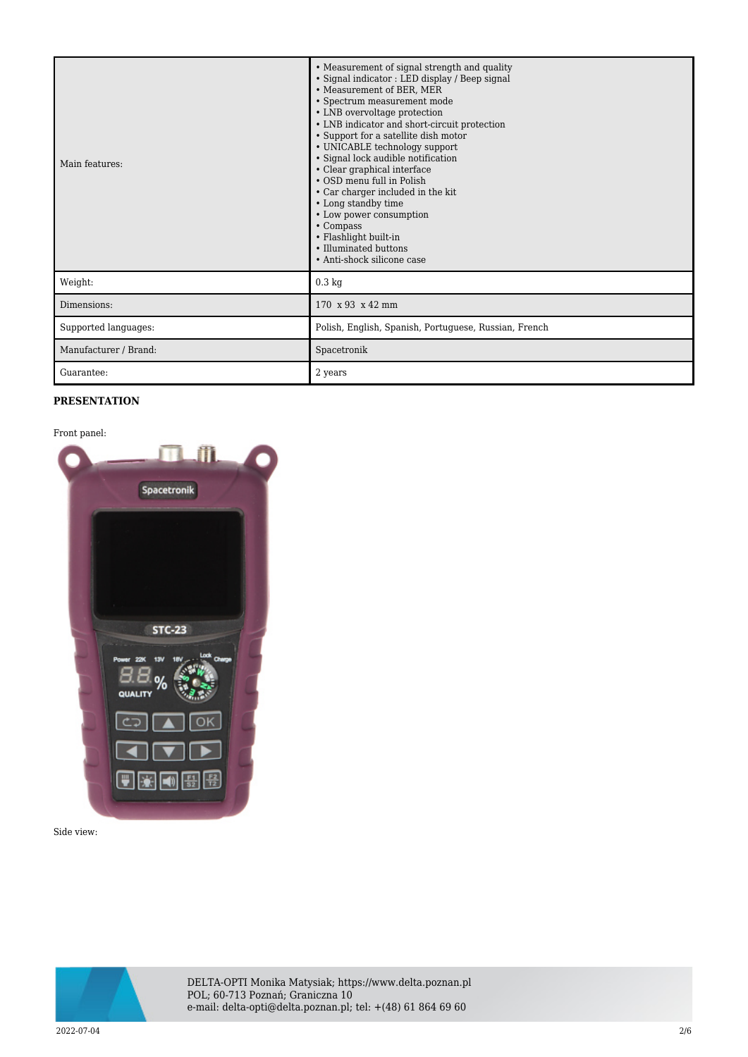| | |
|---|---|
| Main features: | • Measurement of signal strength and quality<br>• Signal indicator : LED display / Beep signal<br>• Measurement of BER, MER<br>• Spectrum measurement mode<br>• LNB overvoltage protection<br>• LNB indicator and short-circuit protection<br>• Support for a satellite dish motor<br>• UNICABLE technology support<br>• Signal lock audible notification<br>• Clear graphical interface<br>• OSD menu full in Polish<br>• Car charger included in the kit<br>• Long standby time<br>• Low power consumption<br>• Compass<br>• Flashlight built-in<br>• Illuminated buttons<br>• Anti-shock silicone case |
| Weight: | 0.3 kg |
| Dimensions: | 170 x 93 x 42 mm |
| Supported languages: | Polish, English, Spanish, Portuguese, Russian, French |
| Manufacturer / Brand: | Spacetronik |
| Guarantee: | 2 years |

**PRESENTATION**

Front panel:

Side view:

DELTA-OPTI Monika Matysiak; https://www.delta.poznan.pl
POL; 60-713 Poznań; Graniczna 10
e-mail: delta-opti@delta.poznan.pl; tel: +(48) 61 864 69 60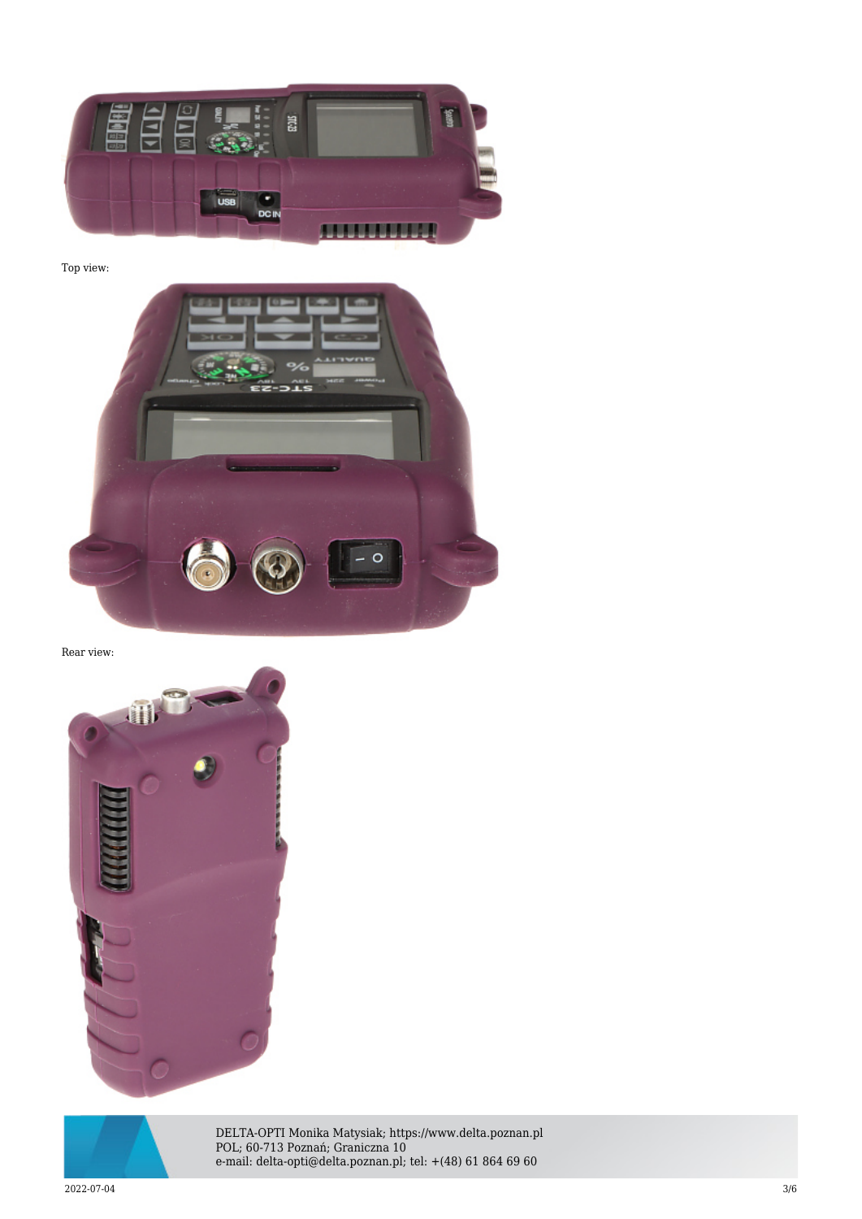Top view:

Rear view: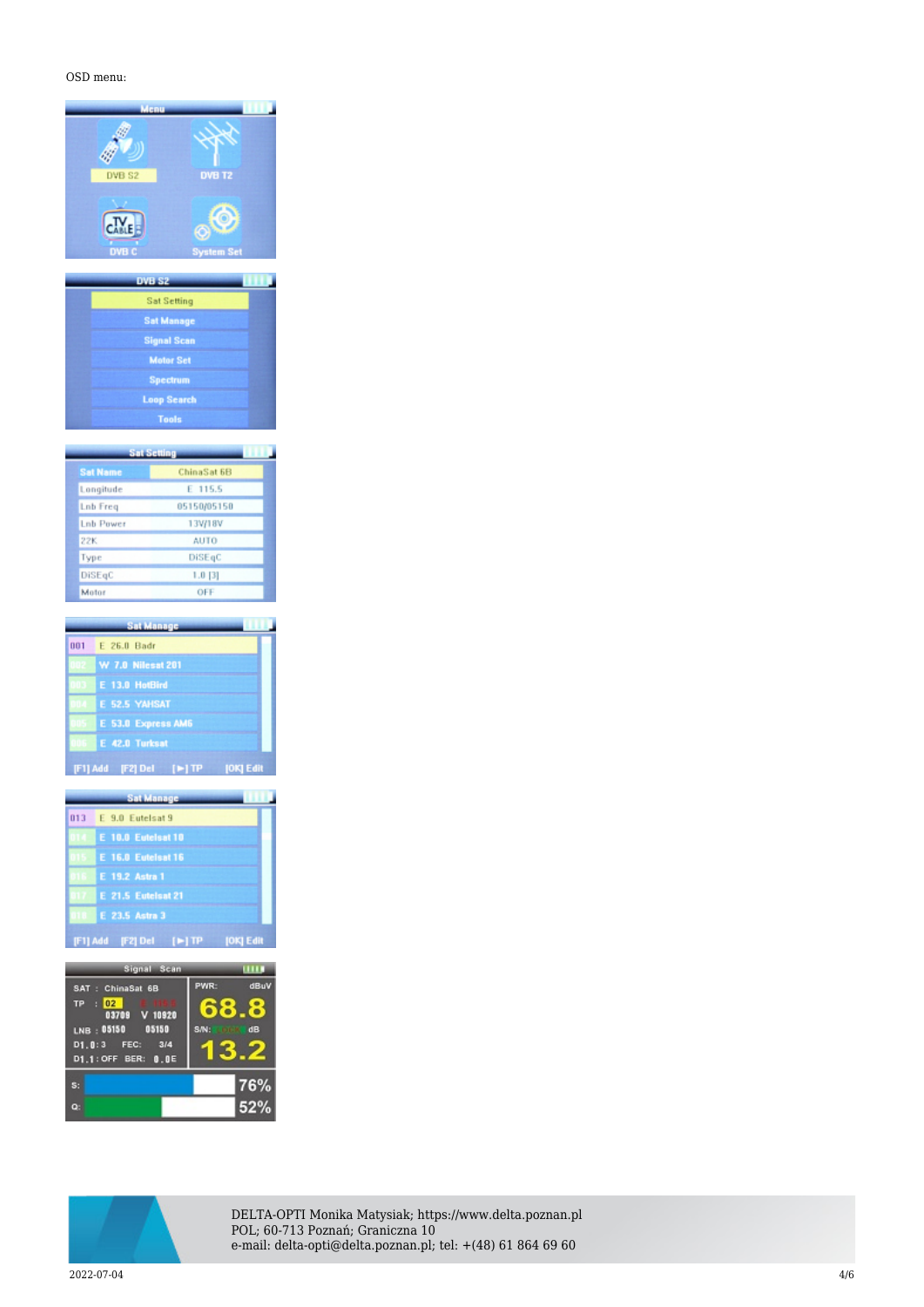OSD menu: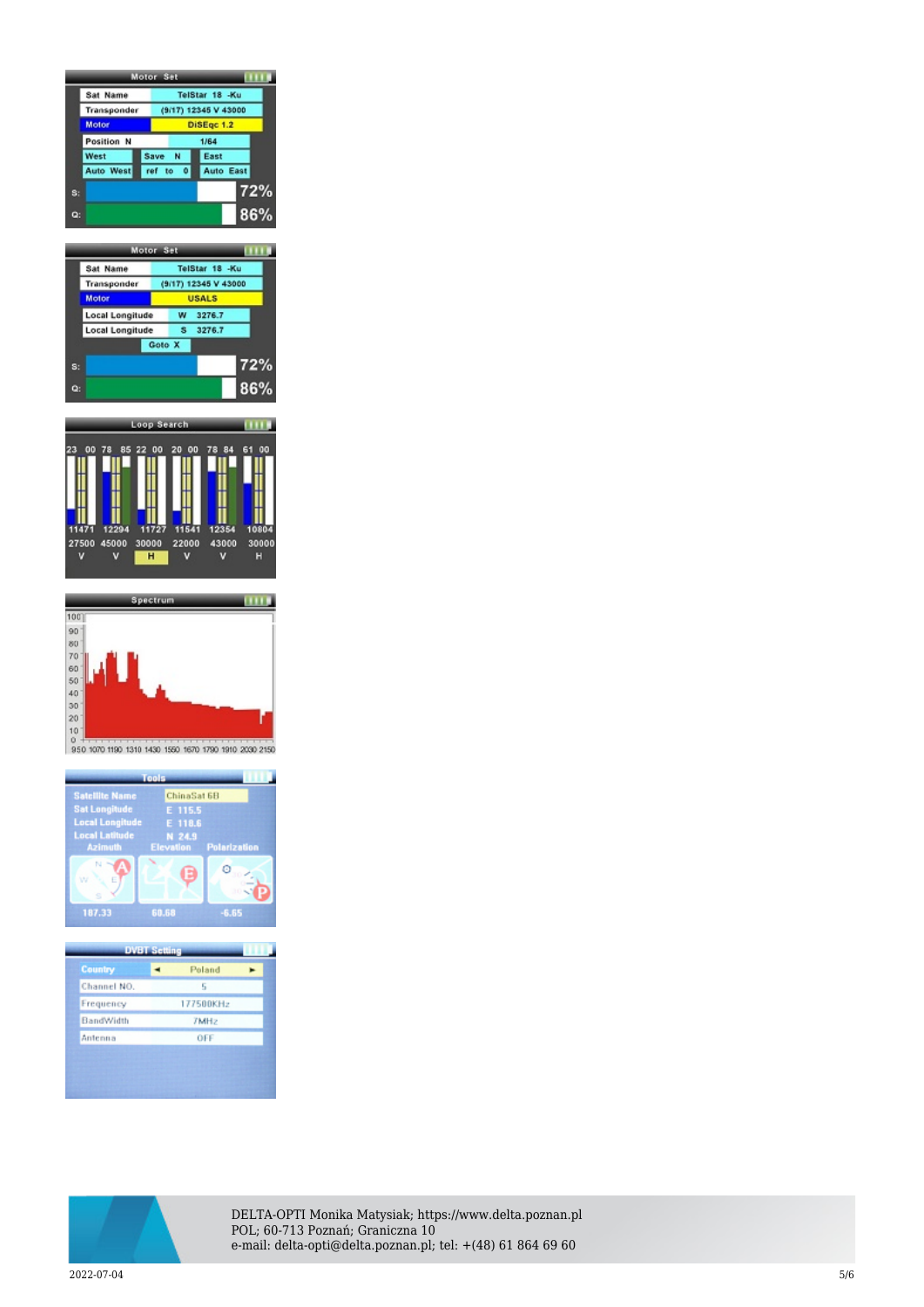| Motor Set | |
|---|---|
| Sat Name | TelStar 18 -Ku |
| Transponder | (9/17) 12345 V 43000 |
| Motor | DiSEqc 1.2 |
| Position N | 1/64 |
| West | Save N | East |
| Auto West | ref to 0 | Auto East |
| S: | 72% |
| Q: | 86% |

| Motor Set | |
|---|---|
| Sat Name | TelStar 18 -Ku |
| Transponder | (9/17) 12345 V 43000 |
| Motor | USALS |
| Local Longitude | W 3276.7 |
| Local Longitude | S 3276.7 |
| Goto X | |
| S: | 72% |
| Q: | 86% |

Loop Search

| 23 00 | 78 85 | 22 00 | 20 00 | 78 84 | 61 00 |
|---|---|---|---|---|---|
| 11471 | 12294 | 11727 | 11541 | 12354 | 10804 |
| 27500 | 45000 | 30000 | 22000 | 43000 | 30000 |
| V | V | H | V | V | H |

Spectrum

Tools

| Satellite Name | ChinaSat 6B |
|---|---|
| Sat Longitude | E 115.5 |
| Local Longitude | E 110.6 |
| Local Latitude | N 24.9 |

| Azimuth | Elevation | Polarization |
|---|---|---|
| 187.33 | 60.68 | -6.65 |

DVBT Setting

| Country | Poland |
|---|---|
| Channel NO. | 5 |
| Frequency | 177500KHz |
| BandWidth | 7MHz |
| Antenna | OFF |

DELTA-OPTI Monika Matysiak; https://www.delta.poznan.pl
POL; 60-713 Poznań; Graniczna 10
e-mail: delta-opti@delta.poznan.pl; tel: +(48) 61 864 69 60

2022-07-04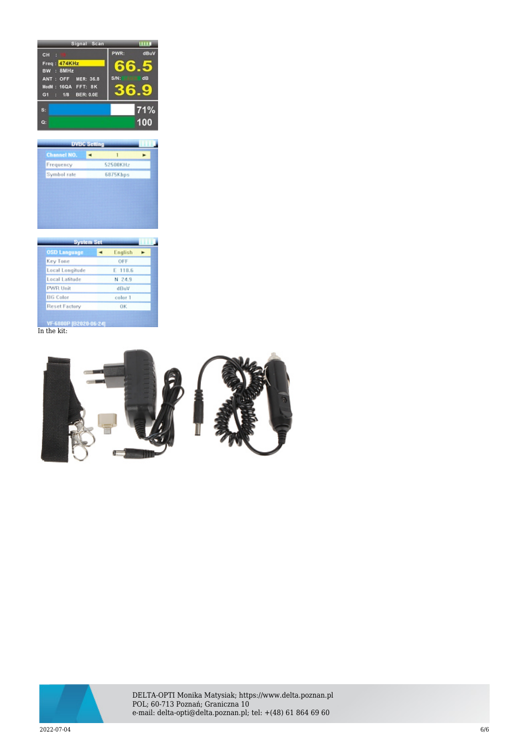In the kit: